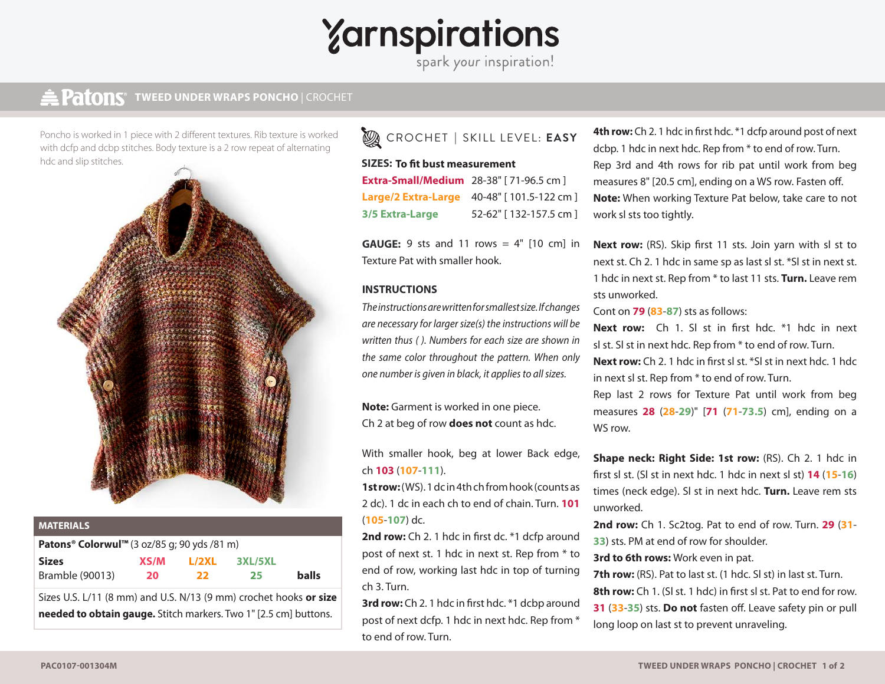# Yarnspirations

spark your inspiration!

## Patons TWEED UNDER WRAPS PONCHO | CROCHET

Poncho is worked in 1 piece with 2 different textures. Rib texture is worked with dcfp and dcbp stitches. Body texture is a 2 row repeat of alternating hdc and slip stitches.

### MATERIALS

**Patons® Colorwul™** (3 oz/85 g; 90 yds /81 m)

| Sizes | XS/M | L/2XL | 3XL/5XL | |
|---|---|---|---|---|
| Bramble (90013) | 20 | 22 | 25 | balls |

Sizes U.S. L/11 (8 mm) and U.S. N/13 (9 mm) crochet hooks **or size needed to obtain gauge.** Stitch markers. Two 1" [2.5 cm] buttons.

CROCHET | SKILL LEVEL: **EASY**

**SIZES: To fit bust measurement**

| | |
|---|---|
| **Extra-Small/Medium** | 28-38" [ 71-96.5 cm ] |
| **Large/2 Extra-Large** | 40-48" [ 101.5-122 cm ] |
| **3/5 Extra-Large** | 52-62" [ 132-157.5 cm ] |

**GAUGE:** 9 sts and 11 rows = 4" [10 cm] in Texture Pat with smaller hook.

### INSTRUCTIONS

*The instructions are written for smallest size. If changes are necessary for larger size(s) the instructions will be written thus ( ). Numbers for each size are shown in the same color throughout the pattern. When only one number is given in black, it applies to all sizes.*

**Note:** Garment is worked in one piece.
Ch 2 at beg of row **does not** count as hdc.

With smaller hook, beg at lower Back edge, ch **103** (**107**-**111**).

**1st row:** (WS). 1 dc in 4th ch from hook (counts as 2 dc). 1 dc in each ch to end of chain. Turn. **101** (**105**-**107**) dc.

**2nd row:** Ch 2. 1 hdc in first dc. *1 dcfp around post of next st. 1 hdc in next st. Rep from * to end of row, working last hdc in top of turning ch 3. Turn.

**3rd row:** Ch 2. 1 hdc in first hdc. *1 dcbp around post of next dcfp. 1 hdc in next hdc. Rep from * to end of row. Turn.

**4th row:** Ch 2. 1 hdc in first hdc. *1 dcfp around post of next dcbp. 1 hdc in next hdc. Rep from * to end of row. Turn.

Rep 3rd and 4th rows for rib pat until work from beg measures 8" [20.5 cm], ending on a WS row. Fasten off.

**Note:** When working Texture Pat below, take care to not work sl sts too tightly.

**Next row:** (RS). Skip first 11 sts. Join yarn with sl st to next st. Ch 2. 1 hdc in same sp as last sl st. *Sl st in next st. 1 hdc in next st. Rep from * to last 11 sts. **Turn.** Leave rem sts unworked.

Cont on **79** (**83**-**87**) sts as follows:

**Next row:** Ch 1. Sl st in first hdc. *1 hdc in next sl st. Sl st in next hdc. Rep from * to end of row. Turn.

**Next row:** Ch 2. 1 hdc in first sl st. *Sl st in next hdc. 1 hdc in next sl st. Rep from * to end of row. Turn.

Rep last 2 rows for Texture Pat until work from beg measures **28** (**28**-**29**)" [**71** (**71**-**73.5**) cm], ending on a WS row.

**Shape neck: Right Side: 1st row:** (RS). Ch 2. 1 hdc in first sl st. (Sl st in next hdc. 1 hdc in next sl st) **14** (**15**-**16**) times (neck edge). Sl st in next hdc. **Turn.** Leave rem sts unworked.

**2nd row:** Ch 1. Sc2tog. Pat to end of row. Turn. **29** (**31**-**33**) sts. PM at end of row for shoulder.

**3rd to 6th rows:** Work even in pat.

**7th row:** (RS). Pat to last st. (1 hdc. Sl st) in last st. Turn.

**8th row:** Ch 1. (Sl st. 1 hdc) in first sl st. Pat to end for row. **31** (**33**-**35**) sts. **Do not** fasten off. Leave safety pin or pull long loop on last st to prevent unraveling.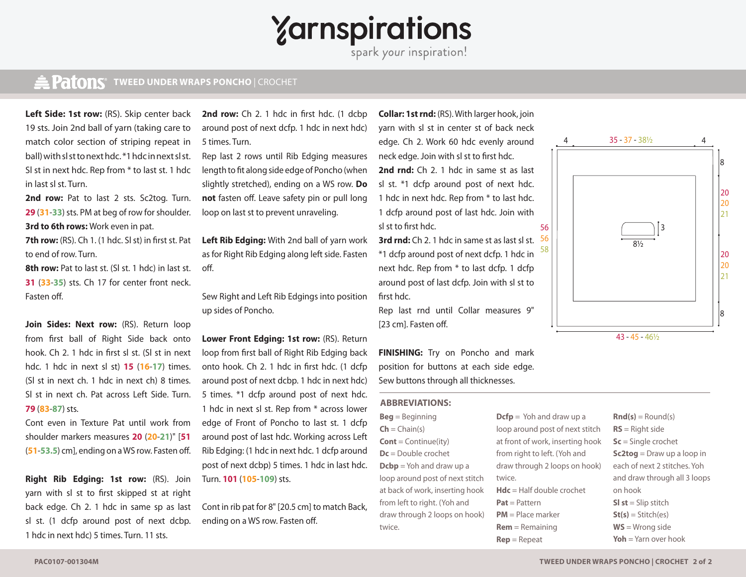**Left Side: 1st row:** (RS). Skip center back 19 sts. Join 2nd ball of yarn (taking care to match color section of striping repeat in ball) with sl st to next hdc. *1 hdc in next sl st. Sl st in next hdc. Rep from * to last st. 1 hdc in last sl st. Turn.

**2nd row:** Pat to last 2 sts. Sc2tog. Turn. **29** (**31**-**33**) sts. PM at beg of row for shoulder.

**3rd to 6th rows:** Work even in pat.

**7th row:** (RS). Ch 1. (1 hdc. Sl st) in first st. Pat to end of row. Turn.

**8th row:** Pat to last st. (Sl st. 1 hdc) in last st. **31** (**33**-**35**) sts. Ch 17 for center front neck. Fasten off.

**Join Sides: Next row:** (RS). Return loop from first ball of Right Side back onto hook. Ch 2. 1 hdc in first sl st. (Sl st in next hdc. 1 hdc in next sl st) **15** (**16**-**17**) times. (Sl st in next ch. 1 hdc in next ch) 8 times. Sl st in next ch. Pat across Left Side. Turn. **79** (**83**-**87**) sts.

Cont even in Texture Pat until work from shoulder markers measures **20** (**20**-**21**)" [**51** (**51**-**53.5**) cm], ending on a WS row. Fasten off.

**Right Rib Edging: 1st row:** (RS). Join yarn with sl st to first skipped st at right back edge. Ch 2. 1 hdc in same sp as last sl st. (1 dcfp around post of next dcbp. 1 hdc in next hdc) 5 times. Turn. 11 sts.

**2nd row:** Ch 2. 1 hdc in first hdc. (1 dcbp around post of next dcfp. 1 hdc in next hdc) 5 times. Turn.

Rep last 2 rows until Rib Edging measures length to fit along side edge of Poncho (when slightly stretched), ending on a WS row. **Do not** fasten off. Leave safety pin or pull long loop on last st to prevent unraveling.

**Left Rib Edging:** With 2nd ball of yarn work as for Right Rib Edging along left side. Fasten off.

Sew Right and Left Rib Edgings into position up sides of Poncho.

**Lower Front Edging: 1st row:** (RS). Return loop from first ball of Right Rib Edging back onto hook. Ch 2. 1 hdc in first hdc. (1 dcfp around post of next dcbp. 1 hdc in next hdc) 5 times. *1 dcfp around post of next hdc. 1 hdc in next sl st. Rep from * across lower edge of Front of Poncho to last st. 1 dcfp around post of last hdc. Working across Left Rib Edging: (1 hdc in next hdc. 1 dcfp around post of next dcbp) 5 times. 1 hdc in last hdc. Turn. **101** (**105**-**109**) sts.

Cont in rib pat for 8" [20.5 cm] to match Back, ending on a WS row. Fasten off.

**Collar: 1st rnd:** (RS). With larger hook, join yarn with sl st in center st of back neck edge. Ch 2. Work 60 hdc evenly around neck edge. Join with sl st to first hdc.

**2nd rnd:** Ch 2. 1 hdc in same st as last sl st. *1 dcfp around post of next hdc. 1 hdc in next hdc. Rep from * to last hdc. 1 dcfp around post of last hdc. Join with sl st to first hdc.

**3rd rnd:** Ch 2. 1 hdc in same st as last sl st. *1 dcfp around post of next dcfp. 1 hdc in next hdc. Rep from * to last dcfp. 1 dcfp around post of last dcfp. Join with sl st to first hdc.

Rep last rnd until Collar measures 9" [23 cm]. Fasten off.

**FINISHING:** Try on Poncho and mark position for buttons at each side edge. Sew buttons through all thicknesses.

4
35 - 37 - 38½
4
8
20
20
21
3
8½
56
56
58
20
20
21
8
43 - 45 - 46½

## ABBREVIATIONS:

**Beg** = Beginning
**Ch** = Chain(s)
**Cont** = Continue(ity)
**Dc** = Double crochet
**Dcbp** = Yoh and draw up a loop around post of next stitch at back of work, inserting hook from left to right. (Yoh and draw through 2 loops on hook) twice.
**Dcfp** = Yoh and draw up a loop around post of next stitch at front of work, inserting hook from right to left. (Yoh and draw through 2 loops on hook) twice.
**Hdc** = Half double crochet
**Pat** = Pattern
**PM** = Place marker
**Rem** = Remaining
**Rep** = Repeat
**Rnd(s)** = Round(s)
**RS** = Right side
**Sc** = Single crochet
**Sc2tog** = Draw up a loop in each of next 2 stitches. Yoh and draw through all 3 loops on hook
**Sl st** = Slip stitch
**St(s)** = Stitch(es)
**WS** = Wrong side
**Yoh** = Yarn over hook

PAC0107-001304M